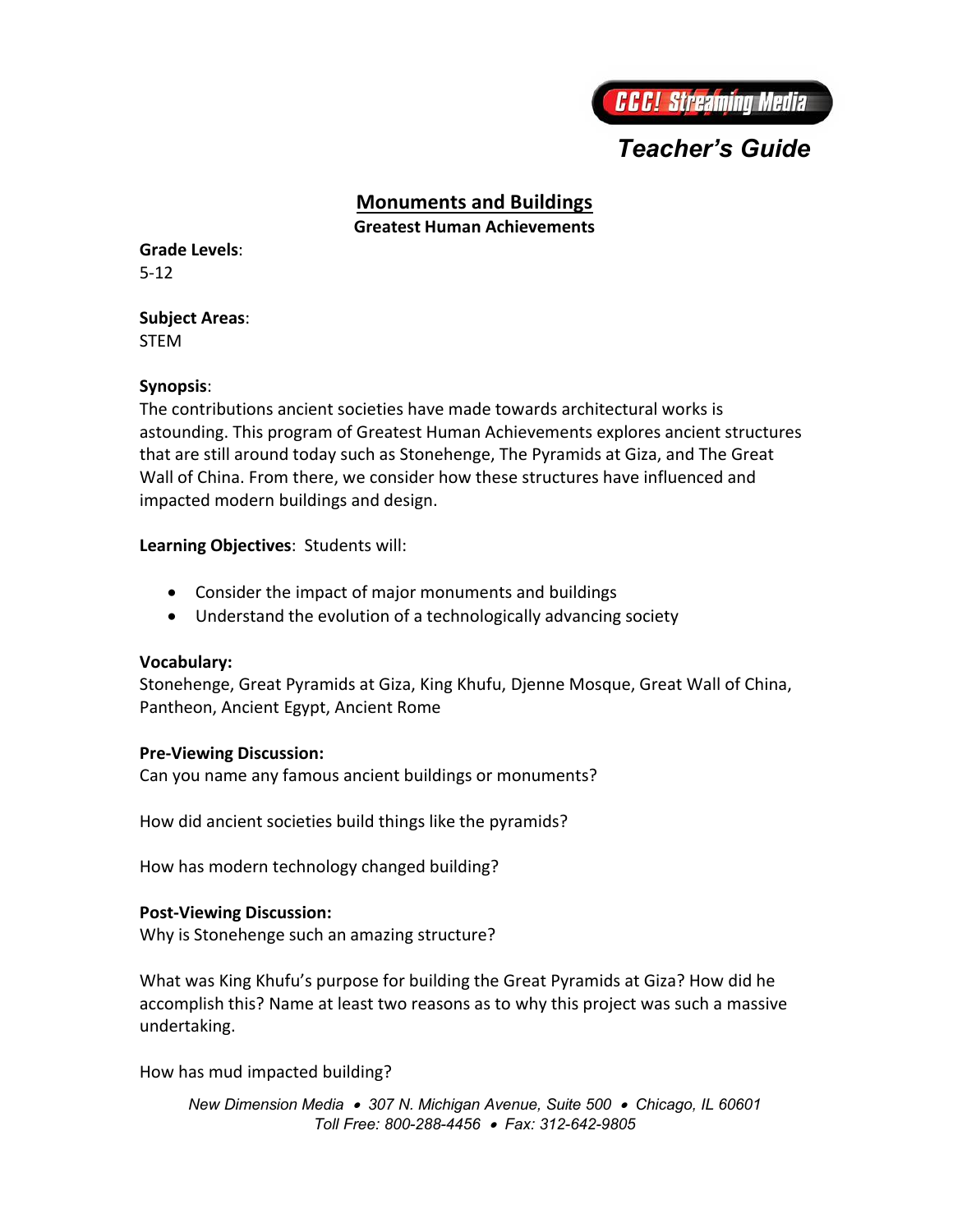CCC! Streaming Media

*Teacher's Guide*

# Monuments and Buildings

**Greatest Human Achievements**

**Grade Levels**:
5-12

**Subject Areas**:
STEM

**Synopsis**:
The contributions ancient societies have made towards architectural works is astounding. This program of Greatest Human Achievements explores ancient structures that are still around today such as Stonehenge, The Pyramids at Giza, and The Great Wall of China. From there, we consider how these structures have influenced and impacted modern buildings and design.

**Learning Objectives**: Students will:

- Consider the impact of major monuments and buildings
- Understand the evolution of a technologically advancing society

**Vocabulary:**
Stonehenge, Great Pyramids at Giza, King Khufu, Djenne Mosque, Great Wall of China, Pantheon, Ancient Egypt, Ancient Rome

**Pre-Viewing Discussion:**
Can you name any famous ancient buildings or monuments?

How did ancient societies build things like the pyramids?

How has modern technology changed building?

**Post-Viewing Discussion:**
Why is Stonehenge such an amazing structure?

What was King Khufu's purpose for building the Great Pyramids at Giza? How did he accomplish this? Name at least two reasons as to why this project was such a massive undertaking.

How has mud impacted building?

*New Dimension Media • 307 N. Michigan Avenue, Suite 500 • Chicago, IL 60601*
*Toll Free: 800-288-4456 • Fax: 312-642-9805*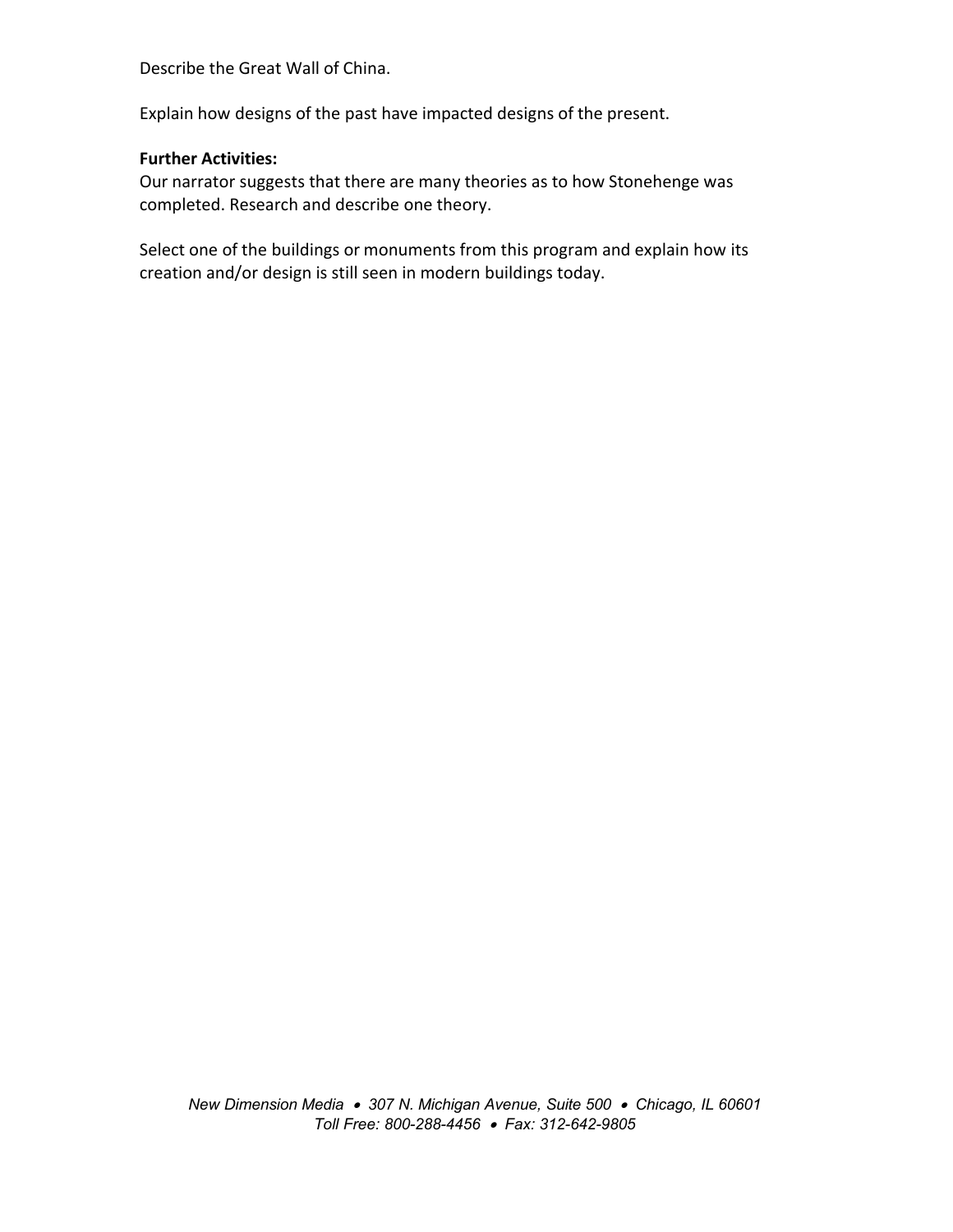Describe the Great Wall of China.

Explain how designs of the past have impacted designs of the present.

**Further Activities:**
Our narrator suggests that there are many theories as to how Stonehenge was completed. Research and describe one theory.

Select one of the buildings or monuments from this program and explain how its creation and/or design is still seen in modern buildings today.